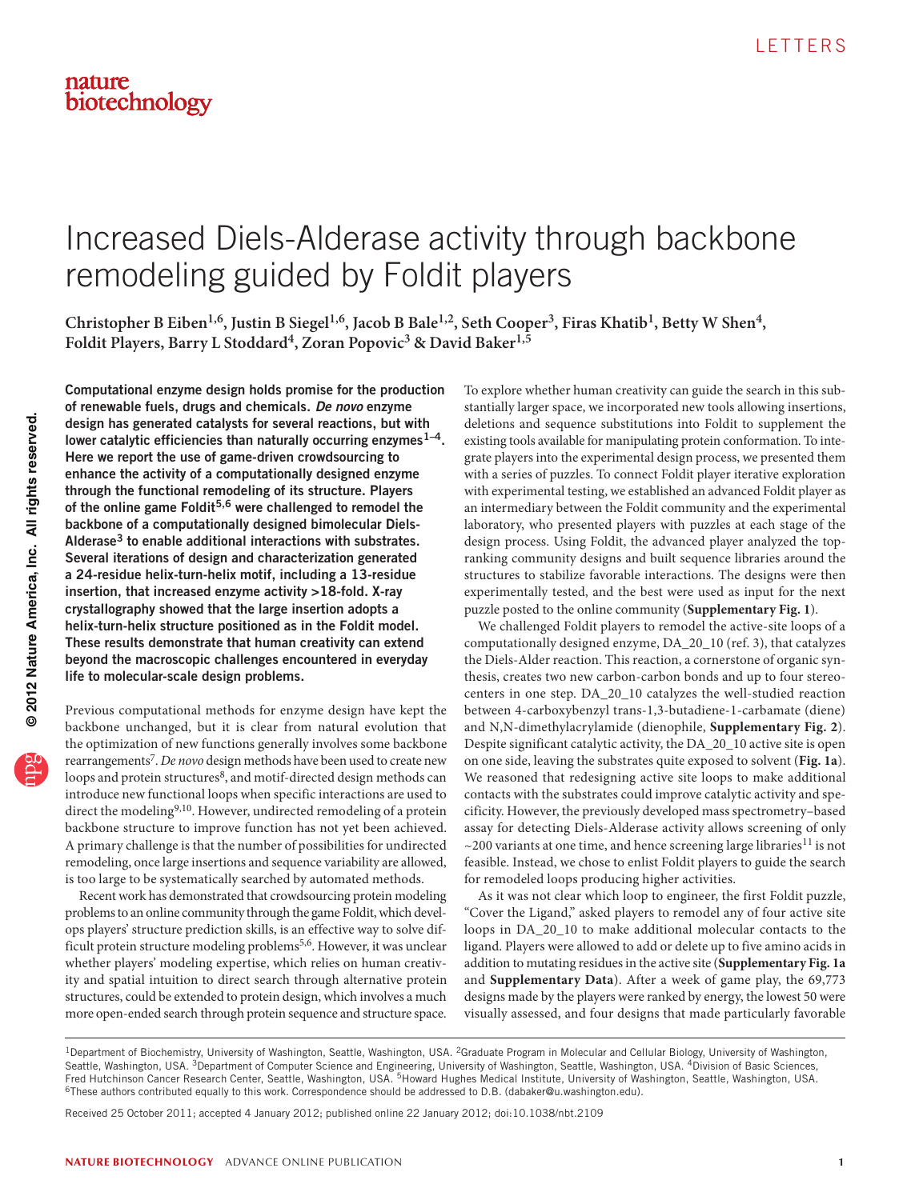# Increased Diels-Alderase activity through backbone remodeling guided by Foldit players

**Christopher B Eiben[1,6], Justin B Siegel[1,6], Jacob B Bale[1,2], Seth Cooper[3], Firas Khatib[1], Betty W Shen[4], Foldit Players, Barry L Stoddard[4], Zoran Popović[3] & David Baker[1,5]**

**Computational enzyme design holds promise for the production of renewable fuels, drugs and chemicals. *De novo* enzyme design has generated catalysts for several reactions, but with lower catalytic efficiencies than naturally occurring enzymes[1–4]. Here we report the use of game-driven crowdsourcing to enhance the activity of a computationally designed enzyme through the functional remodeling of its structure. Players of the online game Foldit[5,6] were challenged to remodel the backbone of a computationally designed bimolecular Diels-Alderase[3] to enable additional interactions with substrates. Several iterations of design and characterization generated a 24-residue helix-turn-helix motif, including a 13-residue insertion, that increased enzyme activity >18-fold. X-ray crystallography showed that the large insertion adopts a helix-turn-helix structure positioned as in the Foldit model. These results demonstrate that human creativity can extend beyond the macroscopic challenges encountered in everyday life to molecular-scale design problems.**

Previous computational methods for enzyme design have kept the backbone unchanged, but it is clear from natural evolution that the optimization of new functions generally involves some backbone rearrangements[7]. *De novo* design methods have been used to create new loops and protein structures[8], and motif-directed design methods can introduce new functional loops when specific interactions are used to direct the modeling[9,10]. However, undirected remodeling of a protein backbone structure to improve function has not yet been achieved. A primary challenge is that the number of possibilities for undirected remodeling, once large insertions and sequence variability are allowed, is too large to be systematically searched by automated methods.

Recent work has demonstrated that crowdsourcing protein modeling problems to an online community through the game Foldit, which develops players' structure prediction skills, is an effective way to solve difficult protein structure modeling problems[5,6]. However, it was unclear whether players' modeling expertise, which relies on human creativity and spatial intuition to direct search through alternative protein structures, could be extended to protein design, which involves a much more open-ended search through protein sequence and structure space. To explore whether human creativity can guide the search in this substantially larger space, we incorporated new tools allowing insertions, deletions and sequence substitutions into Foldit to supplement the existing tools available for manipulating protein conformation. To integrate players into the experimental design process, we presented them with a series of puzzles. To connect Foldit player iterative exploration with experimental testing, we established an advanced Foldit player as an intermediary between the Foldit community and the experimental laboratory, who presented players with puzzles at each stage of the design process. Using Foldit, the advanced player analyzed the top-ranking community designs and built sequence libraries around the structures to stabilize favorable interactions. The designs were then experimentally tested, and the best were used as input for the next puzzle posted to the online community (**Supplementary Fig. 1**).

We challenged Foldit players to remodel the active-site loops of a computationally designed enzyme, DA_20_10 (ref. 3), that catalyzes the Diels-Alder reaction. This reaction, a cornerstone of organic synthesis, creates two new carbon-carbon bonds and up to four stereocenters in one step. DA_20_10 catalyzes the well-studied reaction between 4-carboxybenzyl trans-1,3-butadiene-1-carbamate (diene) and N,N-dimethylacrylamide (dienophile, **Supplementary Fig. 2**). Despite significant catalytic activity, the DA_20_10 active site is open on one side, leaving the substrates quite exposed to solvent (**Fig. 1a**). We reasoned that redesigning active site loops to make additional contacts with the substrates could improve catalytic activity and specificity. However, the previously developed mass spectrometry–based assay for detecting Diels-Alderase activity allows screening of only ~200 variants at one time, and hence screening large libraries[11] is not feasible. Instead, we chose to enlist Foldit players to guide the search for remodeled loops producing higher activities.

As it was not clear which loop to engineer, the first Foldit puzzle, "Cover the Ligand," asked players to remodel any of four active site loops in DA_20_10 to make additional molecular contacts to the ligand. Players were allowed to add or delete up to five amino acids in addition to mutating residues in the active site (**Supplementary Fig. 1a** and **Supplementary Data**). After a week of game play, the 69,773 designs made by the players were ranked by energy, the lowest 50 were visually assessed, and four designs that made particularly favorable

[1]Department of Biochemistry, University of Washington, Seattle, Washington, USA. [2]Graduate Program in Molecular and Cellular Biology, University of Washington, Seattle, Washington, USA. [3]Department of Computer Science and Engineering, University of Washington, Seattle, Washington, USA. [4]Division of Basic Sciences, Fred Hutchinson Cancer Research Center, Seattle, Washington, USA. [5]Howard Hughes Medical Institute, University of Washington, Seattle, Washington, USA. [6]These authors contributed equally to this work. Correspondence should be addressed to D.B. (dabaker@u.washington.edu).

Received 25 October 2011; accepted 4 January 2012; published online 22 January 2012; doi:10.1038/nbt.2109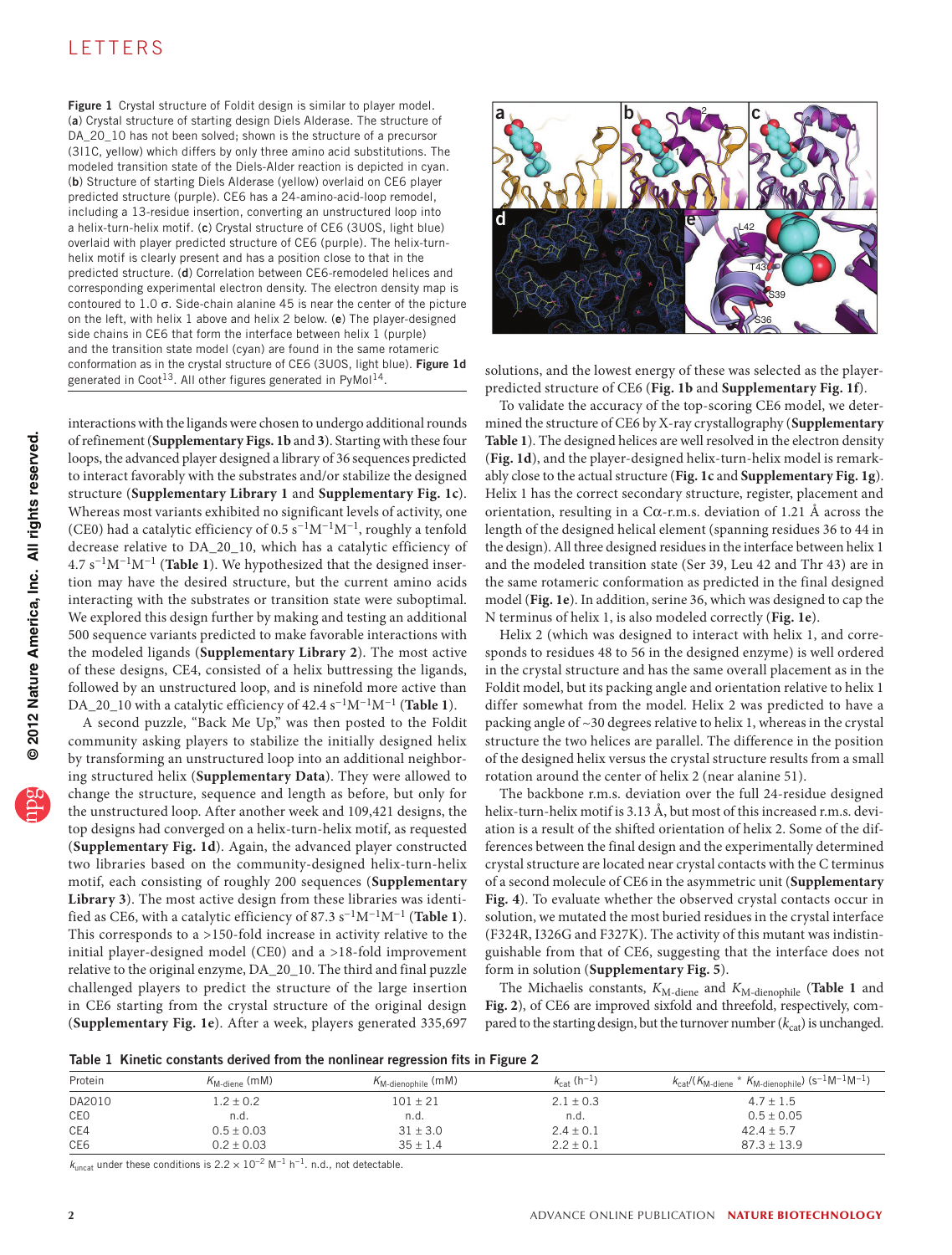**Figure 1** Crystal structure of Foldit design is similar to player model. (**a**) Crystal structure of starting design Diels Alderase. The structure of DA_20_10 has not been solved; shown is the structure of a precursor (3I1C, yellow) which differs by only three amino acid substitutions. The modeled transition state of the Diels-Alder reaction is depicted in cyan. (**b**) Structure of starting Diels Alderase (yellow) overlaid on CE6 player predicted structure (purple). CE6 has a 24-amino-acid-loop remodel, including a 13-residue insertion, converting an unstructured loop into a helix-turn-helix motif. (**c**) Crystal structure of CE6 (3U0S, light blue) overlaid with player predicted structure of CE6 (purple). The helix-turn-helix motif is clearly present and has a position close to that in the predicted structure. (**d**) Correlation between CE6-remodeled helices and corresponding experimental electron density. The electron density map is contoured to 1.0 σ. Side-chain alanine 45 is near the center of the picture on the left, with helix 1 above and helix 2 below. (**e**) The player-designed side chains in CE6 that form the interface between helix 1 (purple) and the transition state model (cyan) are found in the same rotameric conformation as in the crystal structure of CE6 (3U0S, light blue). **Figure 1d** generated in Coot[13]. All other figures generated in PyMol[14].

interactions with the ligands were chosen to undergo additional rounds of refinement (**Supplementary Figs. 1b** and **3**). Starting with these four loops, the advanced player designed a library of 36 sequences predicted to interact favorably with the substrates and/or stabilize the designed structure (**Supplementary Library 1** and **Supplementary Fig. 1c**). Whereas most variants exhibited no significant levels of activity, one (CE0) had a catalytic efficiency of 0.5 $s^{-1}M^{-1}M^{-1}$, roughly a tenfold decrease relative to DA_20_10, which has a catalytic efficiency of 4.7 $s^{-1}M^{-1}M^{-1}$ (**Table 1**). We hypothesized that the designed insertion may have the desired structure, but the current amino acids interacting with the substrates or transition state were suboptimal. We explored this design further by making and testing an additional 500 sequence variants predicted to make favorable interactions with the modeled ligands (**Supplementary Library 2**). The most active of these designs, CE4, consisted of a helix buttressing the ligands, followed by an unstructured loop, and is ninefold more active than DA_20_10 with a catalytic efficiency of 42.4 $s^{-1}M^{-1}M^{-1}$ (**Table 1**).

A second puzzle, "Back Me Up," was then posted to the Foldit community asking players to stabilize the initially designed helix by transforming an unstructured loop into an additional neighboring structured helix (**Supplementary Data**). They were allowed to change the structure, sequence and length as before, but only for the unstructured loop. After another week and 109,421 designs, the top designs had converged on a helix-turn-helix motif, as requested (**Supplementary Fig. 1d**). Again, the advanced player constructed two libraries based on the community-designed helix-turn-helix motif, each consisting of roughly 200 sequences (**Supplementary Library 3**). The most active design from these libraries was identified as CE6, with a catalytic efficiency of 87.3 $s^{-1}M^{-1}M^{-1}$ (**Table 1**). This corresponds to a >150-fold increase in activity relative to the initial player-designed model (CE0) and a >18-fold improvement relative to the original enzyme, DA_20_10. The third and final puzzle challenged players to predict the structure of the large insertion in CE6 starting from the crystal structure of the original design (**Supplementary Fig. 1e**). After a week, players generated 335,697 solutions, and the lowest energy of these was selected as the player-predicted structure of CE6 (**Fig. 1b** and **Supplementary Fig. 1f**).

To validate the accuracy of the top-scoring CE6 model, we determined the structure of CE6 by X-ray crystallography (**Supplementary Table 1**). The designed helices are well resolved in the electron density (**Fig. 1d**), and the player-designed helix-turn-helix model is remarkably close to the actual structure (**Fig. 1c** and **Supplementary Fig. 1g**). Helix 1 has the correct secondary structure, register, placement and orientation, resulting in a Cα-r.m.s. deviation of 1.21 Å across the length of the designed helical element (spanning residues 36 to 44 in the design). All three designed residues in the interface between helix 1 and the modeled transition state (Ser 39, Leu 42 and Thr 43) are in the same rotameric conformation as predicted in the final designed model (**Fig. 1e**). In addition, serine 36, which was designed to cap the N terminus of helix 1, is also modeled correctly (**Fig. 1e**).

Helix 2 (which was designed to interact with helix 1, and corresponds to residues 48 to 56 in the designed enzyme) is well ordered in the crystal structure and has the same overall placement as in the Foldit model, but its packing angle and orientation relative to helix 1 differ somewhat from the model. Helix 2 was predicted to have a packing angle of ~30 degrees relative to helix 1, whereas in the crystal structure the two helices are parallel. The difference in the position of the designed helix versus the crystal structure results from a small rotation around the center of helix 2 (near alanine 51).

The backbone r.m.s. deviation over the full 24-residue designed helix-turn-helix motif is 3.13 Å, but most of this increased r.m.s. deviation is a result of the shifted orientation of helix 2. Some of the differences between the final design and the experimentally determined crystal structure are located near crystal contacts with the C terminus of a second molecule of CE6 in the asymmetric unit (**Supplementary Fig. 4**). To evaluate whether the observed crystal contacts occur in solution, we mutated the most buried residues in the crystal interface (F324R, I326G and F327K). The activity of this mutant was indistinguishable from that of CE6, suggesting that the interface does not form in solution (**Supplementary Fig. 5**).

The Michaelis constants, $K_{M\text{-diene}}$ and $K_{M\text{-dienophile}}$ (**Table 1** and **Fig. 2**), of CE6 are improved sixfold and threefold, respectively, compared to the starting design, but the turnover number ($k_{cat}$) is unchanged.

**Table 1 Kinetic constants derived from the nonlinear regression fits in Figure 2**

| Protein | $K_{M\text{-diene}}$ (mM) | $K_{M\text{-dienophile}}$ (mM) | $k_{cat}$ ($h^{-1}$) | $k_{cat}/(K_{M\text{-diene}} * K_{M\text{-dienophile}})$ ($s^{-1}M^{-1}M^{-1}$) |
|---|---|---|---|---|
| DA2010 | 1.2 ± 0.2 | 101 ± 21 | 2.1 ± 0.3 | 4.7 ± 1.5 |
| CE0 | n.d. | n.d. | n.d. | 0.5 ± 0.05 |
| CE4 | 0.5 ± 0.03 | 31 ± 3.0 | 2.4 ± 0.1 | 42.4 ± 5.7 |
| CE6 | 0.2 ± 0.03 | 35 ± 1.4 | 2.2 ± 0.1 | 87.3 ± 13.9 |

$k_{uncat}$ under these conditions is $2.2 \times 10^{-2}$ $M^{-1}$ $h^{-1}$. n.d., not detectable.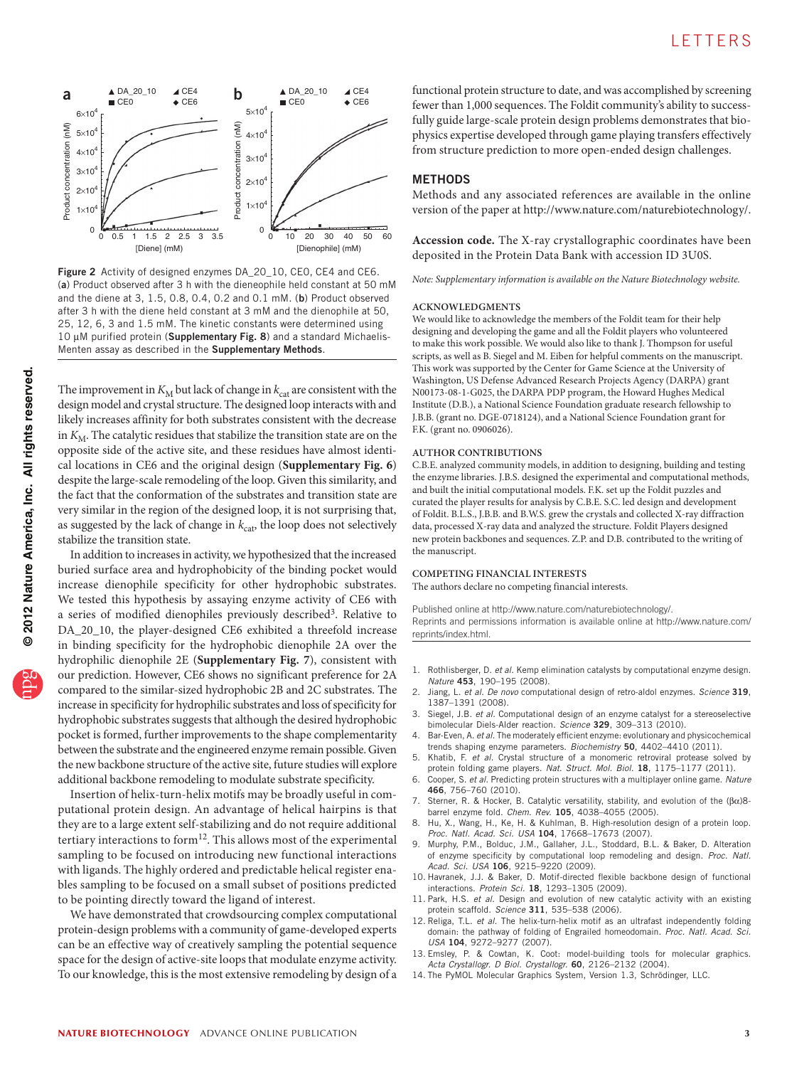a

▲ DA_20_10 ◢ CE4
■ CE0 ◆ CE6

6×10^4
5×10^4
4×10^4
3×10^4
2×10^4
1×10^4
0

Product concentration (nM)

0 0.5 1 1.5 2 2.5 3 3.5

[Diene] (mM)

b

▲ DA_20_10 ◢ CE4
■ CE0 ◆ CE6

5×10^4
4×10^4
3×10^4
2×10^4
1×10^4
0

Product concentration (nM)

0 10 20 30 40 50 60

[Dienophile] (mM)

**Figure 2** Activity of designed enzymes DA_20_10, CE0, CE4 and CE6. (**a**) Product observed after 3 h with the dieneophile held constant at 50 mM and the diene at 3, 1.5, 0.8, 0.4, 0.2 and 0.1 mM. (**b**) Product observed after 3 h with the diene held constant at 3 mM and the dienophile at 50, 25, 12, 6, 3 and 1.5 mM. The kinetic constants were determined using 10 μM purified protein (**Supplementary Fig. 8**) and a standard Michaelis-Menten assay as described in the **Supplementary Methods**.

The improvement in $K_M$ but lack of change in $k_{cat}$ are consistent with the design model and crystal structure. The designed loop interacts with and likely increases affinity for both substrates consistent with the decrease in $K_M$. The catalytic residues that stabilize the transition state are on the opposite side of the active site, and these residues have almost identical locations in CE6 and the original design (**Supplementary Fig. 6**) despite the large-scale remodeling of the loop. Given this similarity, and the fact that the conformation of the substrates and transition state are very similar in the region of the designed loop, it is not surprising that, as suggested by the lack of change in $k_{cat}$, the loop does not selectively stabilize the transition state.

In addition to increases in activity, we hypothesized that the increased buried surface area and hydrophobicity of the binding pocket would increase dienophile specificity for other hydrophobic substrates. We tested this hypothesis by assaying enzyme activity of CE6 with a series of modified dienophiles previously described[3]. Relative to DA_20_10, the player-designed CE6 exhibited a threefold increase in binding specificity for the hydrophobic dienophile 2A over the hydrophilic dienophile 2E (**Supplementary Fig. 7**), consistent with our prediction. However, CE6 shows no significant preference for 2A compared to the similar-sized hydrophobic 2B and 2C substrates. The increase in specificity for hydrophilic substrates and loss of specificity for hydrophobic substrates suggests that although the desired hydrophobic pocket is formed, further improvements to the shape complementarity between the substrate and the engineered enzyme remain possible. Given the new backbone structure of the active site, future studies will explore additional backbone remodeling to modulate substrate specificity.

Insertion of helix-turn-helix motifs may be broadly useful in computational protein design. An advantage of helical hairpins is that they are to a large extent self-stabilizing and do not require additional tertiary interactions to form[12]. This allows most of the experimental sampling to be focused on introducing new functional interactions with ligands. The highly ordered and predictable helical register enables sampling to be focused on a small subset of positions predicted to be pointing directly toward the ligand of interest.

We have demonstrated that crowdsourcing complex computational protein-design problems with a community of game-developed experts can be an effective way of creatively sampling the potential sequence space for the design of active-site loops that modulate enzyme activity. To our knowledge, this is the most extensive remodeling by design of a functional protein structure to date, and was accomplished by screening fewer than 1,000 sequences. The Foldit community's ability to successfully guide large-scale protein design problems demonstrates that biophysics expertise developed through game playing transfers effectively from structure prediction to more open-ended design challenges.

## METHODS

Methods and any associated references are available in the online version of the paper at http://www.nature.com/naturebiotechnology/.

**Accession code.** The X-ray crystallographic coordinates have been deposited in the Protein Data Bank with accession ID 3U0S.

*Note: Supplementary information is available on the Nature Biotechnology website.*

#### ACKNOWLEDGMENTS

We would like to acknowledge the members of the Foldit team for their help designing and developing the game and all the Foldit players who volunteered to make this work possible. We would also like to thank J. Thompson for useful scripts, as well as B. Siegel and M. Eiben for helpful comments on the manuscript. This work was supported by the Center for Game Science at the University of Washington, US Defense Advanced Research Projects Agency (DARPA) grant N00173-08-1-G025, the DARPA PDP program, the Howard Hughes Medical Institute (D.B.), a National Science Foundation graduate research fellowship to J.B.B. (grant no. DGE-0718124), and a National Science Foundation grant for F.K. (grant no. 0906026).

#### AUTHOR CONTRIBUTIONS

C.B.E. analyzed community models, in addition to designing, building and testing the enzyme libraries. J.B.S. designed the experimental and computational methods, and built the initial computational models. F.K. set up the Foldit puzzles and curated the player results for analysis by C.B.E. S.C. led design and development of Foldit. B.L.S., J.B.B. and B.W.S. grew the crystals and collected X-ray diffraction data, processed X-ray data and analyzed the structure. Foldit Players designed new protein backbones and sequences. Z.P. and D.B. contributed to the writing of the manuscript.

#### COMPETING FINANCIAL INTERESTS

The authors declare no competing financial interests.

Published online at http://www.nature.com/naturebiotechnology/.
Reprints and permissions information is available online at http://www.nature.com/reprints/index.html.

1. Rothlisberger, D. *et al.* Kemp elimination catalysts by computational enzyme design. *Nature* **453**, 190–195 (2008).
2. Jiang, L. *et al. De novo* computational design of retro-aldol enzymes. *Science* **319**, 1387–1391 (2008).
3. Siegel, J.B. *et al.* Computational design of an enzyme catalyst for a stereoselective bimolecular Diels-Alder reaction. *Science* **329**, 309–313 (2010).
4. Bar-Even, A. *et al.* The moderately efficient enzyme: evolutionary and physicochemical trends shaping enzyme parameters. *Biochemistry* **50**, 4402–4410 (2011).
5. Khatib, F. *et al.* Crystal structure of a monomeric retroviral protease solved by protein folding game players. *Nat. Struct. Mol. Biol.* **18**, 1175–1177 (2011).
6. Cooper, S. *et al.* Predicting protein structures with a multiplayer online game. *Nature* **466**, 756–760 (2010).
7. Sterner, R. & Hocker, B. Catalytic versatility, stability, and evolution of the (βα)8-barrel enzyme fold. *Chem. Rev.* **105**, 4038–4055 (2005).
8. Hu, X., Wang, H., Ke, H. & Kuhlman, B. High-resolution design of a protein loop. *Proc. Natl. Acad. Sci. USA* **104**, 17668–17673 (2007).
9. Murphy, P.M., Bolduc, J.M., Gallaher, J.L., Stoddard, B.L. & Baker, D. Alteration of enzyme specificity by computational loop remodeling and design. *Proc. Natl. Acad. Sci. USA* **106**, 9215–9220 (2009).
10. Havranek, J.J. & Baker, D. Motif-directed flexible backbone design of functional interactions. *Protein Sci.* **18**, 1293–1305 (2009).
11. Park, H.S. *et al.* Design and evolution of new catalytic activity with an existing protein scaffold. *Science* **311**, 535–538 (2006).
12. Religa, T.L. *et al.* The helix-turn-helix motif as an ultrafast independently folding domain: the pathway of folding of Engrailed homeodomain. *Proc. Natl. Acad. Sci. USA* **104**, 9272–9277 (2007).
13. Emsley, P. & Cowtan, K. Coot: model-building tools for molecular graphics. *Acta Crystallogr. D Biol. Crystallogr.* **60**, 2126–2132 (2004).
14. The PyMOL Molecular Graphics System, Version 1.3, Schrödinger, LLC.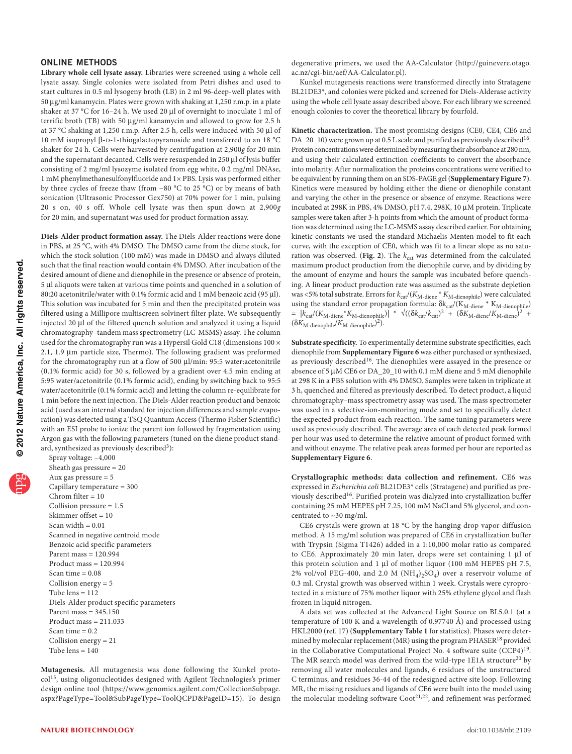## ONLINE METHODS

**Library whole cell lysate assay.** Libraries were screened using a whole cell lysate assay. Single colonies were isolated from Petri dishes and used to start cultures in 0.5 ml lysogeny broth (LB) in 2 ml 96-deep-well plates with 50 µg/ml kanamycin. Plates were grown with shaking at 1,250 r.m.p. in a plate shaker at 37 °C for 16–24 h. We used 20 µl of overnight to inoculate 1 ml of terrific broth (TB) with 50 µg/ml kanamycin and allowed to grow for 2.5 h at 37 °C shaking at 1,250 r.m.p. After 2.5 h, cells were induced with 50 µl of 10 mM isopropyl β-D-1-thiogalactopyranoside and transferred to an 18 °C shaker for 24 h. Cells were harvested by centrifugation at 2,900*g* for 20 min and the supernatant decanted. Cells were resuspended in 250 µl of lysis buffer consisting of 2 mg/ml lysozyme isolated from egg white, 0.2 mg/ml DNAse, 1 mM phenylmethanesulfonylfluoride and 1× PBS. Lysis was performed either by three cycles of freeze thaw (from −80 °C to 25 °C) or by means of bath sonication (Ultrasonic Processor Gex750) at 70% power for 1 min, pulsing 20 s on, 40 s off. Whole cell lysate was then spun down at 2,900*g* for 20 min, and supernatant was used for product formation assay.

**Diels-Alder product formation assay.** The Diels-Alder reactions were done in PBS, at 25 °C, with 4% DMSO. The DMSO came from the diene stock, for which the stock solution (100 mM) was made in DMSO and always diluted such that the final reaction would contain 4% DMSO. After incubation of the desired amount of diene and dienophile in the presence or absence of protein, 5 µl aliquots were taken at various time points and quenched in a solution of 80:20 acetonitrile/water with 0.1% formic acid and 1 mM benzoic acid (95 µl). This solution was incubated for 5 min and then the precipitated protein was filtered using a Millipore multiscreen solvinert filter plate. We subsequently injected 20 µl of the filtered quench solution and analyzed it using a liquid chromatography–tandem mass spectrometry (LC-MSMS) assay. The column used for the chromatography run was a Hypersil Gold C18 (dimensions 100 × 2.1, 1.9 µm particle size, Thermo). The following gradient was preformed for the chromatography run at a flow of 500 µl/min: 95:5 water:acetonitrile (0.1% formic acid) for 30 s, followed by a gradient over 4.5 min ending at 5:95 water/acetonitrile (0.1% formic acid), ending by switching back to 95:5 water/acetonitrile (0.1% formic acid) and letting the column re-equilibrate for 1 min before the next injection. The Diels-Alder reaction product and benzoic acid (used as an internal standard for injection differences and sample evaporation) was detected using a TSQ Quantum Access (Thermo Fisher Scientific) with an ESI probe to ionize the parent ion followed by fragmentation using Argon gas with the following parameters (tuned on the diene product standard, synthesized as previously described[3]):

Spray voltage: −4,000  
Sheath gas pressure = 20  
Aux gas pressure = 5  
Capillary temperature = 300  
Chrom filter = 10  
Collision pressure = 1.5  
Skimmer offset = 10  
Scan width = 0.01  
Scanned in negative centroid mode  
Benzoic acid specific parameters  
Parent mass = 120.994  
Product mass = 120.994  
Scan time = 0.08  
Collision energy = 5  
Tube lens = 112  
Diels-Alder product specific parameters  
Parent mass = 345.150  
Product mass = 211.033  
Scan time = 0.2  
Collision energy = 21  
Tube lens = 140

**Mutagenesis.** All mutagenesis was done following the Kunkel protocol[15], using oligonucleotides designed with Agilent Technologies's primer design online tool (https://www.genomics.agilent.com/CollectionSubpage.aspx?PageType=Tool&SubPageType=ToolQCPD&PageID=15). To design degenerative primers, we used the AA-Calculator (http://guinevere.otago.ac.nz/cgi-bin/aef/AA-Calculator.pl).

Kunkel mutagenesis reactions were transformed directly into Stratagene BL21DE3*, and colonies were picked and screened for Diels-Alderase activity using the whole cell lysate assay described above. For each library we screened enough colonies to cover the theoretical library by fourfold.

**Kinetic characterization.** The most promising designs (CE0, CE4, CE6 and DA_20_10) were grown up at 0.5 L scale and purified as previously described[16]. Protein concentrations were determined by measuring their absorbance at 280 nm, and using their calculated extinction coefficients to convert the absorbance into molarity. After normalization the proteins concentrations were verified to be equivalent by running them on an SDS-PAGE gel (**Supplementary Figure 7**). Kinetics were measured by holding either the diene or dienophile constant and varying the other in the presence or absence of enzyme. Reactions were incubated at 298K in PBS, 4% DMSO, pH 7.4, 298K, 10 µM protein. Triplicate samples were taken after 3-h points from which the amount of product formation was determined using the LC-MSMS assay described earlier. For obtaining kinetic constants we used the standard Michaelis-Menten model to fit each curve, with the exception of CE0, which was fit to a linear slope as no saturation was observed. (**Fig. 2**). The $k_{cat}$ was determined from the calculated maximum product production from the dienophile curve, and by dividing by the amount of enzyme and hours the sample was incubated before quenching. A linear product production rate was assumed as the substrate depletion was <5% total substrate. Errors for $k_{cat}/(K_{M\text{-diene}} * K_{M\text{-dienophile}})$ were calculated using the standard error propagation formula: $\delta k_{cat}/(K_{M\text{-diene}} * K_{M\text{-dienophile}}) = |k_{cat}/(K_{M\text{-diene}} * K_{M\text{-dienophile}})| * \sqrt{((\delta k_{cat}/k_{cat})^2 + (\delta K_{M\text{-diene}}/K_{M\text{-diene}})^2 + (\delta K_{M\text{-dienophile}}/K_{M\text{-dienophile}})^2)}$.

**Substrate specificity.** To experimentally determine substrate specificities, each dienophile from **Supplementary Figure 6** was either purchased or synthesized, as previously described[16]. The dienophiles were assayed in the presence or absence of 5 µM CE6 or DA_20_10 with 0.1 mM diene and 5 mM dienophile at 298 K in a PBS solution with 4% DMSO. Samples were taken in triplicate at 3 h, quenched and filtered as previously described. To detect product, a liquid chromatography–mass spectrometry assay was used. The mass spectrometer was used in a selective-ion-monitoring mode and set to specifically detect the expected product from each reaction. The same tuning parameters were used as previously described. The average area of each detected peak formed per hour was used to determine the relative amount of product formed with and without enzyme. The relative peak areas formed per hour are reported as **Supplementary Figure 6**.

**Crystallographic methods: data collection and refinement.** CE6 was expressed in *Escherichia coli* BL21DE3* cells (Stratagene) and purified as previously described[16]. Purified protein was dialyzed into crystallization buffer containing 25 mM HEPES pH 7.25, 100 mM NaCl and 5% glycerol, and concentrated to ~30 mg/ml.

CE6 crystals were grown at 18 °C by the hanging drop vapor diffusion method. A 15 mg/ml solution was prepared of CE6 in crystallization buffer with Trypsin (Sigma T1426) added in a 1:10,000 molar ratio as compared to CE6. Approximately 20 min later, drops were set containing 1 µl of this protein solution and 1 µl of mother liquor (100 mM HEPES pH 7.5, 2% vol/vol PEG-400, and 2.0 M $(NH_4)_2SO_4$) over a reservoir volume of 0.3 ml. Crystal growth was observed within 1 week. Crystals were cyroprotected in a mixture of 75% mother liquor with 25% ethylene glycol and flash frozen in liquid nitrogen.

A data set was collected at the Advanced Light Source on BL5.0.1 (at a temperature of 100 K and a wavelength of 0.97740 Å) and processed using HKL2000 (ref. 17) (**Supplementary Table 1** for statistics). Phases were determined by molecular replacement (MR) using the program PHASER[18] provided in the Collaborative Computational Project No. 4 software suite (CCP4)[19]. The MR search model was derived from the wild-type 1E1A structure[20] by removing all water molecules and ligands, 6 residues of the unstructured C terminus, and residues 36-44 of the redesigned active site loop. Following MR, the missing residues and ligands of CE6 were built into the model using the molecular modeling software Coot[21,22], and refinement was performed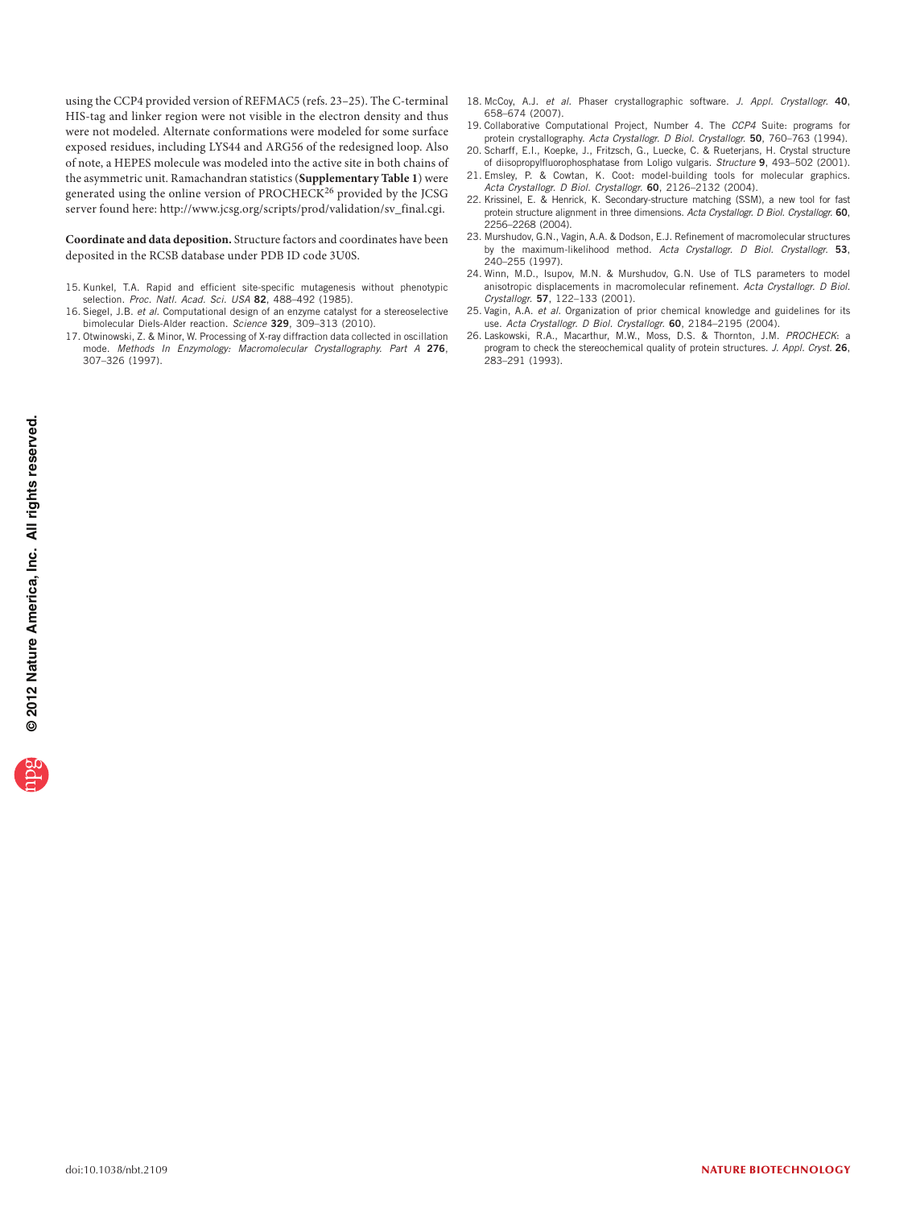using the CCP4 provided version of REFMAC5 (refs. 23–25). The C-terminal HIS-tag and linker region were not visible in the electron density and thus were not modeled. Alternate conformations were modeled for some surface exposed residues, including LYS44 and ARG56 of the redesigned loop. Also of note, a HEPES molecule was modeled into the active site in both chains of the asymmetric unit. Ramachandran statistics (**Supplementary Table 1**) were generated using the online version of PROCHECK[26] provided by the JCSG server found here: http://www.jcsg.org/scripts/prod/validation/sv_final.cgi.

**Coordinate and data deposition.** Structure factors and coordinates have been deposited in the RCSB database under PDB ID code 3U0S.

15. Kunkel, T.A. Rapid and efficient site-specific mutagenesis without phenotypic selection. *Proc. Natl. Acad. Sci. USA* **82**, 488–492 (1985).
16. Siegel, J.B. *et al.* Computational design of an enzyme catalyst for a stereoselective bimolecular Diels-Alder reaction. *Science* **329**, 309–313 (2010).
17. Otwinowski, Z. & Minor, W. Processing of X-ray diffraction data collected in oscillation mode. *Methods In Enzymology: Macromolecular Crystallography. Part A* **276**, 307–326 (1997).
18. McCoy, A.J. *et al.* Phaser crystallographic software. *J. Appl. Crystallogr.* **40**, 658–674 (2007).
19. Collaborative Computational Project, Number 4. The *CCP4* Suite: programs for protein crystallography. *Acta Crystallogr. D Biol. Crystallogr.* **50**, 760–763 (1994).
20. Scharff, E.I., Koepke, J., Fritzsch, G., Luecke, C. & Rueterjans, H. Crystal structure of diisopropylfluorophosphatase from Loligo vulgaris. *Structure* **9**, 493–502 (2001).
21. Emsley, P. & Cowtan, K. Coot: model-building tools for molecular graphics. *Acta Crystallogr. D Biol. Crystallogr.* **60**, 2126–2132 (2004).
22. Krissinel, E. & Henrick, K. Secondary-structure matching (SSM), a new tool for fast protein structure alignment in three dimensions. *Acta Crystallogr. D Biol. Crystallogr.* **60**, 2256–2268 (2004).
23. Murshudov, G.N., Vagin, A.A. & Dodson, E.J. Refinement of macromolecular structures by the maximum-likelihood method. *Acta Crystallogr. D Biol. Crystallogr.* **53**, 240–255 (1997).
24. Winn, M.D., Isupov, M.N. & Murshudov, G.N. Use of TLS parameters to model anisotropic displacements in macromolecular refinement. *Acta Crystallogr. D Biol. Crystallogr.* **57**, 122–133 (2001).
25. Vagin, A.A. *et al.* Organization of prior chemical knowledge and guidelines for its use. *Acta Crystallogr. D Biol. Crystallogr.* **60**, 2184–2195 (2004).
26. Laskowski, R.A., Macarthur, M.W., Moss, D.S. & Thornton, J.M. *PROCHECK*: a program to check the stereochemical quality of protein structures. *J. Appl. Cryst.* **26**, 283–291 (1993).